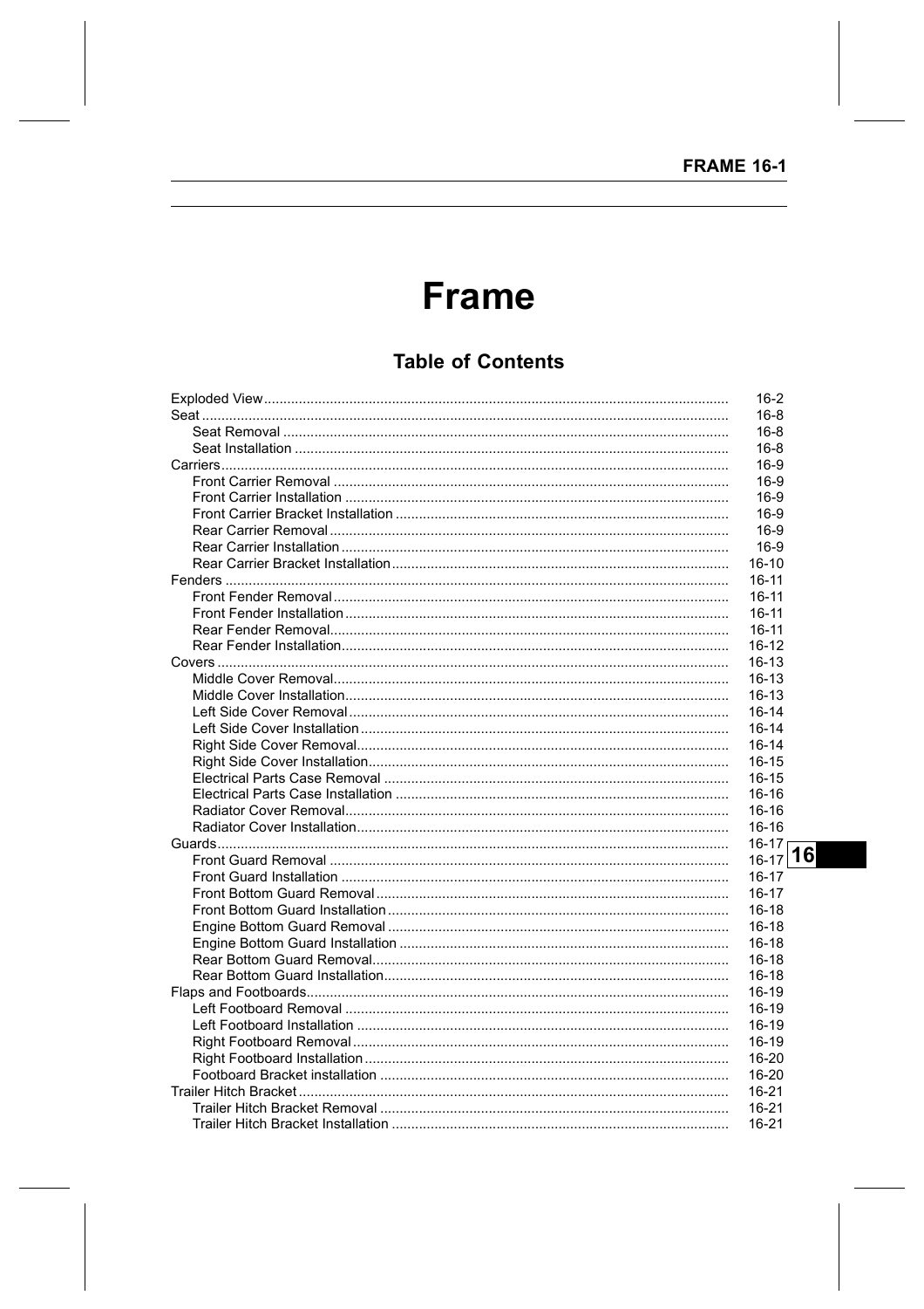# Frame

## Table of Contents

| | |
|---|---|
| Exploded View | 16-2 |
| Seat | 16-8 |
| Seat Removal | 16-8 |
| Seat Installation | 16-8 |
| Carriers | 16-9 |
| Front Carrier Removal | 16-9 |
| Front Carrier Installation | 16-9 |
| Front Carrier Bracket Installation | 16-9 |
| Rear Carrier Removal | 16-9 |
| Rear Carrier Installation | 16-9 |
| Rear Carrier Bracket Installation | 16-10 |
| Fenders | 16-11 |
| Front Fender Removal | 16-11 |
| Front Fender Installation | 16-11 |
| Rear Fender Removal | 16-11 |
| Rear Fender Installation | 16-12 |
| Covers | 16-13 |
| Middle Cover Removal | 16-13 |
| Middle Cover Installation | 16-13 |
| Left Side Cover Removal | 16-14 |
| Left Side Cover Installation | 16-14 |
| Right Side Cover Removal | 16-14 |
| Right Side Cover Installation | 16-15 |
| Electrical Parts Case Removal | 16-15 |
| Electrical Parts Case Installation | 16-16 |
| Radiator Cover Removal | 16-16 |
| Radiator Cover Installation | 16-16 |
| Guards | 16-17 |
| Front Guard Removal | 16-17 |
| Front Guard Installation | 16-17 |
| Front Bottom Guard Removal | 16-17 |
| Front Bottom Guard Installation | 16-18 |
| Engine Bottom Guard Removal | 16-18 |
| Engine Bottom Guard Installation | 16-18 |
| Rear Bottom Guard Removal | 16-18 |
| Rear Bottom Guard Installation | 16-18 |
| Flaps and Footboards | 16-19 |
| Left Footboard Removal | 16-19 |
| Left Footboard Installation | 16-19 |
| Right Footboard Removal | 16-19 |
| Right Footboard Installation | 16-20 |
| Footboard Bracket installation | 16-20 |
| Trailer Hitch Bracket | 16-21 |
| Trailer Hitch Bracket Removal | 16-21 |
| Trailer Hitch Bracket Installation | 16-21 |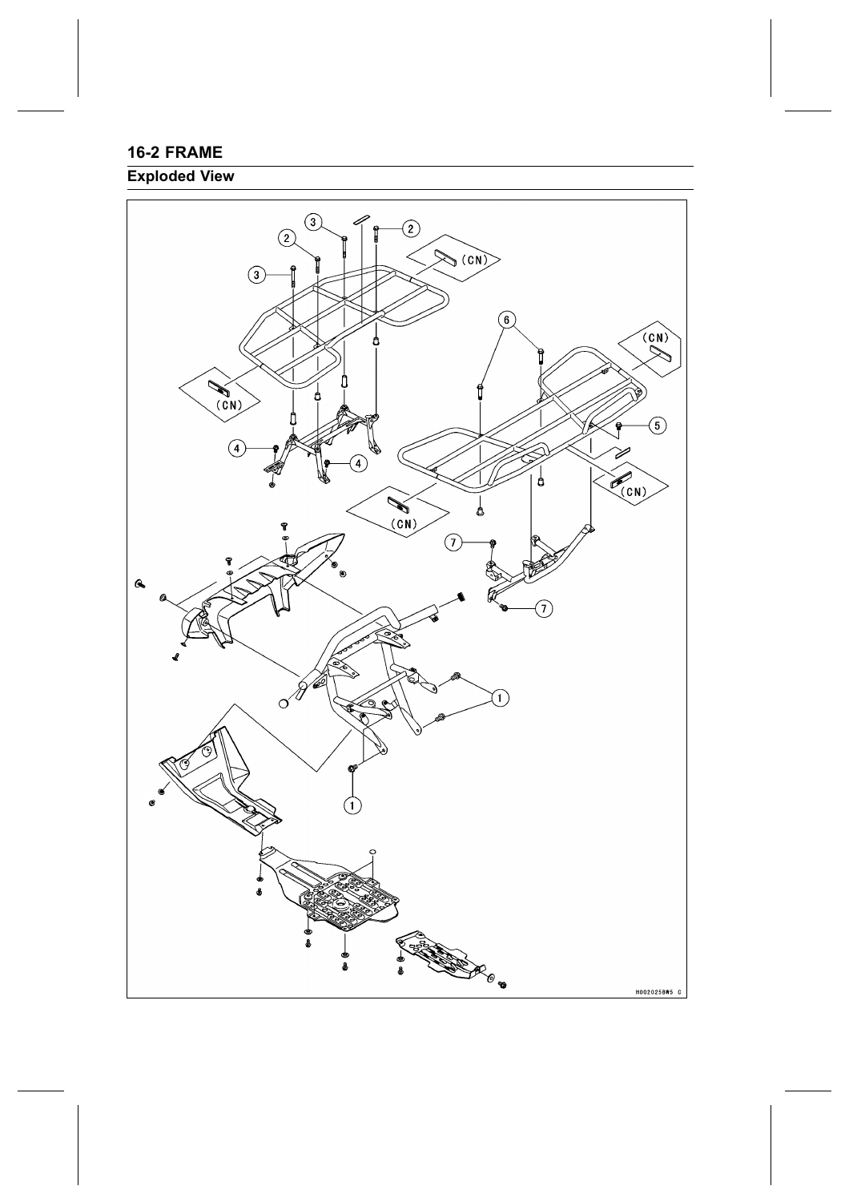# 16-2 FRAME

## Exploded View

(CN)

(CN)

(CN)

(CN)

(CN)

H002025BW5 C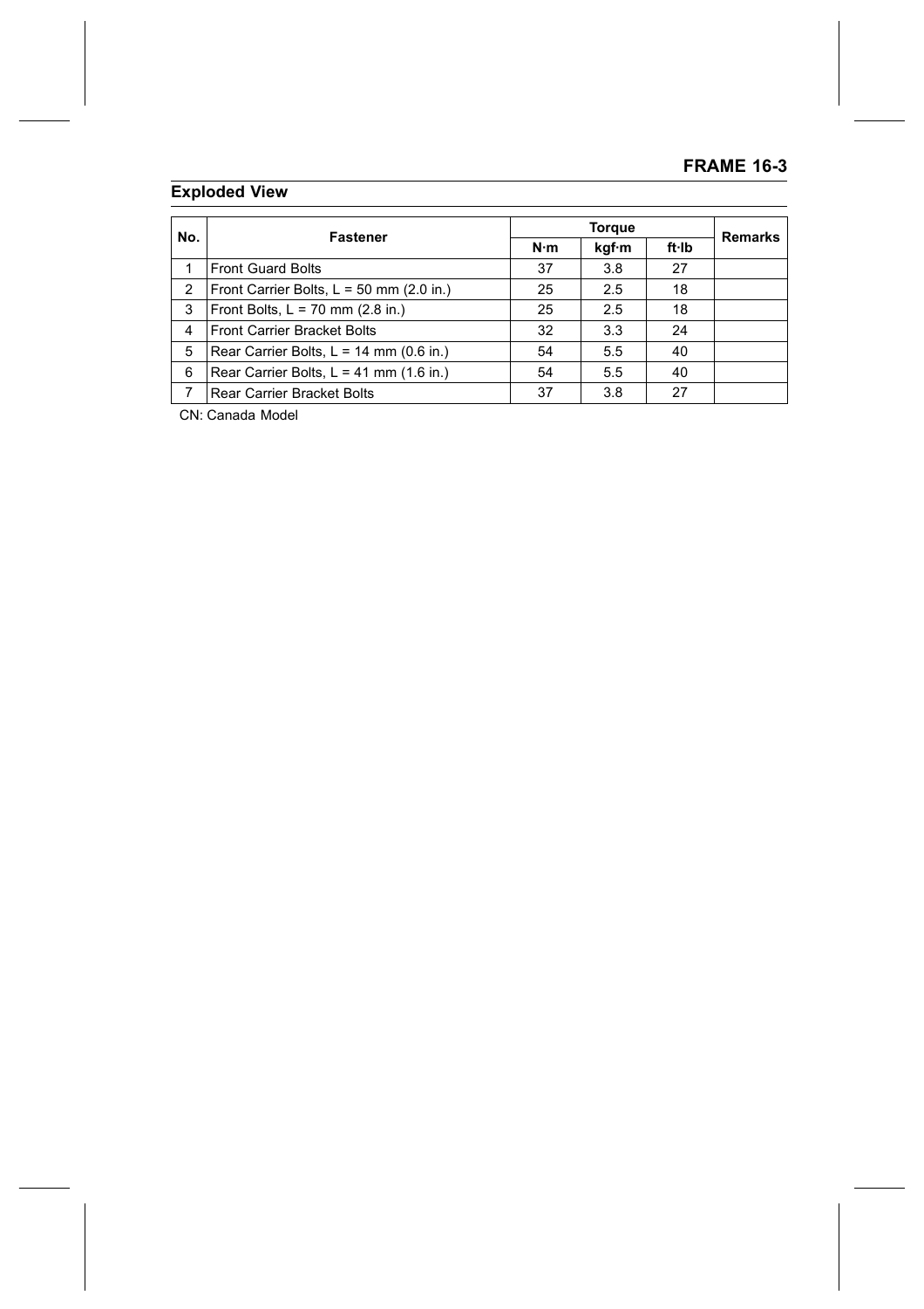## Exploded View

| No. | Fastener | Torque | | | Remarks |
|---|---|---|---|---|---|
| | | N·m | kgf·m | ft·lb | |
| 1 | Front Guard Bolts | 37 | 3.8 | 27 | |
| 2 | Front Carrier Bolts, L = 50 mm (2.0 in.) | 25 | 2.5 | 18 | |
| 3 | Front Bolts, L = 70 mm (2.8 in.) | 25 | 2.5 | 18 | |
| 4 | Front Carrier Bracket Bolts | 32 | 3.3 | 24 | |
| 5 | Rear Carrier Bolts, L = 14 mm (0.6 in.) | 54 | 5.5 | 40 | |
| 6 | Rear Carrier Bolts, L = 41 mm (1.6 in.) | 54 | 5.5 | 40 | |
| 7 | Rear Carrier Bracket Bolts | 37 | 3.8 | 27 | |

CN: Canada Model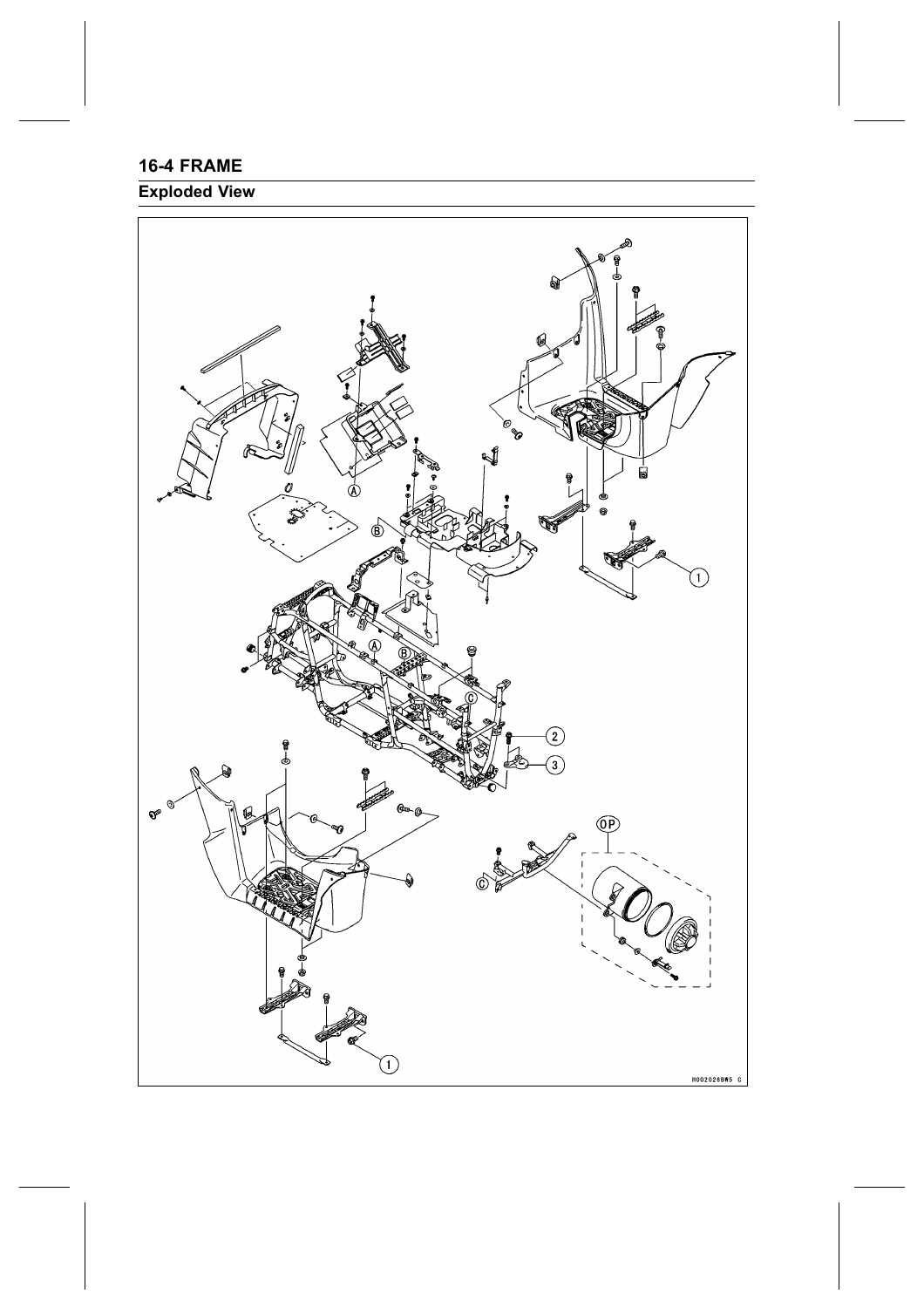## 16-4 FRAME

### Exploded View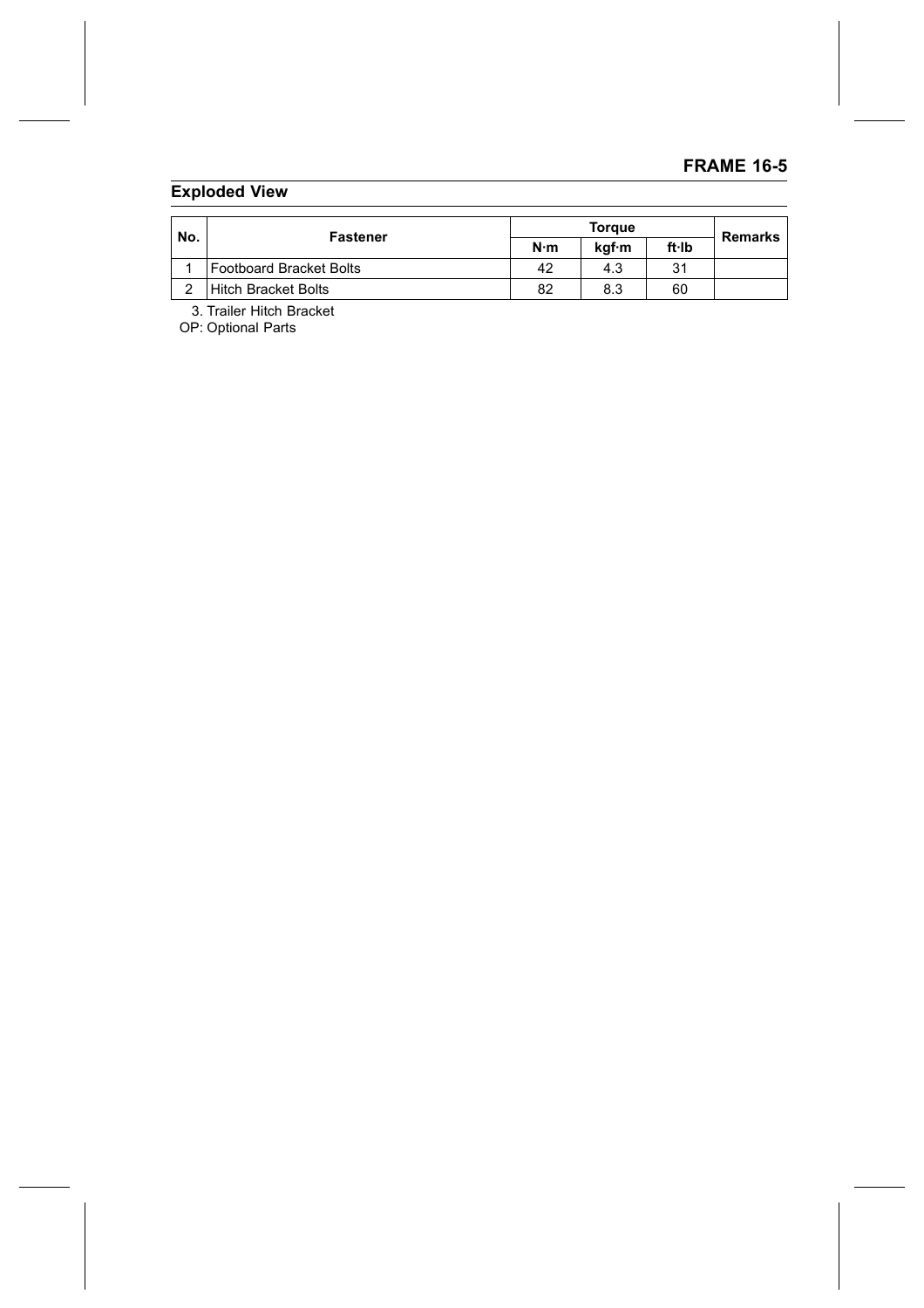## Exploded View

| No. | Fastener | Torque | | | Remarks |
|---|---|---|---|---|---|
| | | N·m | kgf·m | ft·lb | |
| 1 | Footboard Bracket Bolts | 42 | 4.3 | 31 | |
| 2 | Hitch Bracket Bolts | 82 | 8.3 | 60 | |

3. Trailer Hitch Bracket

OP: Optional Parts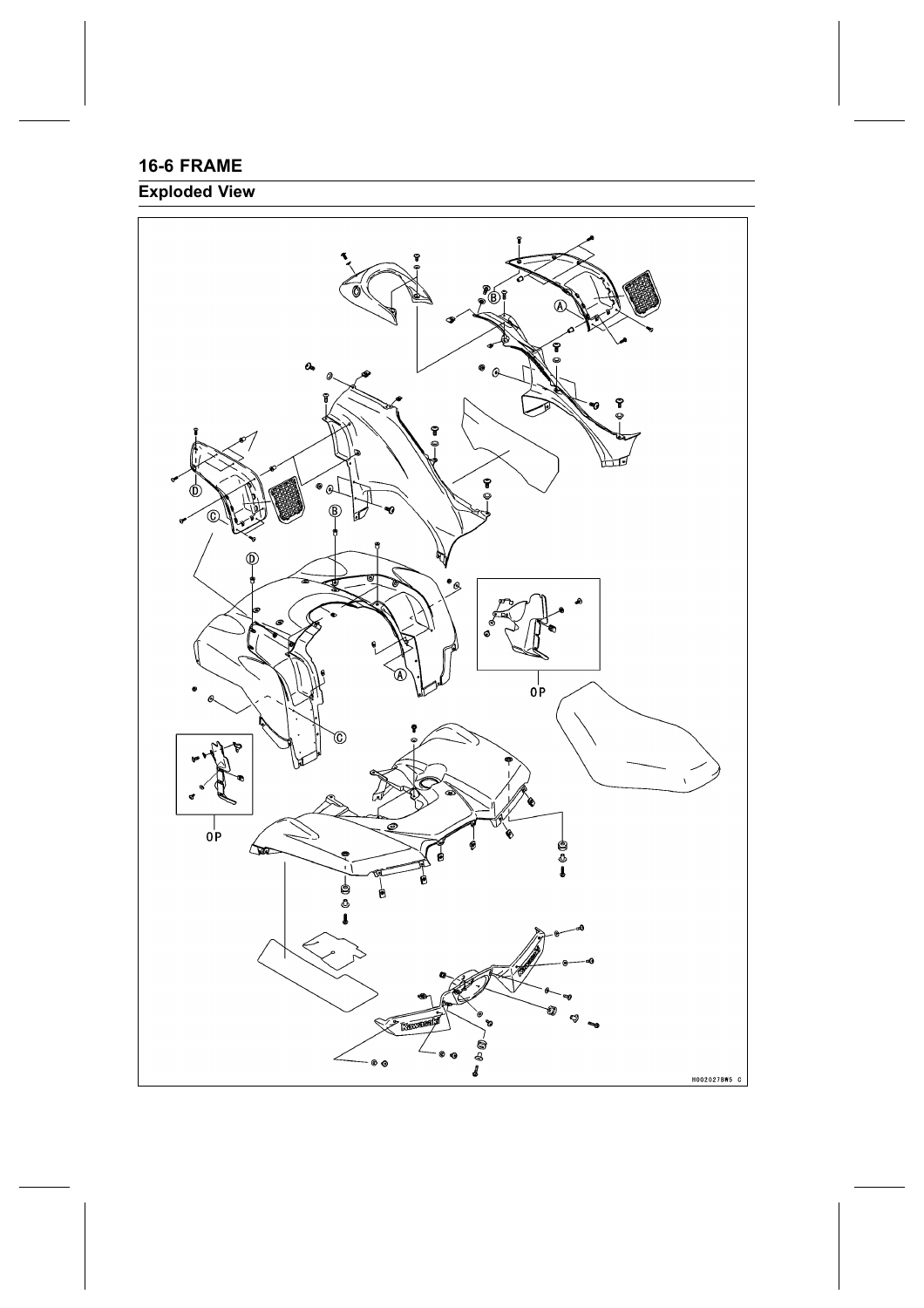## Exploded View

A B C D

OP

OP

H002027BW5 C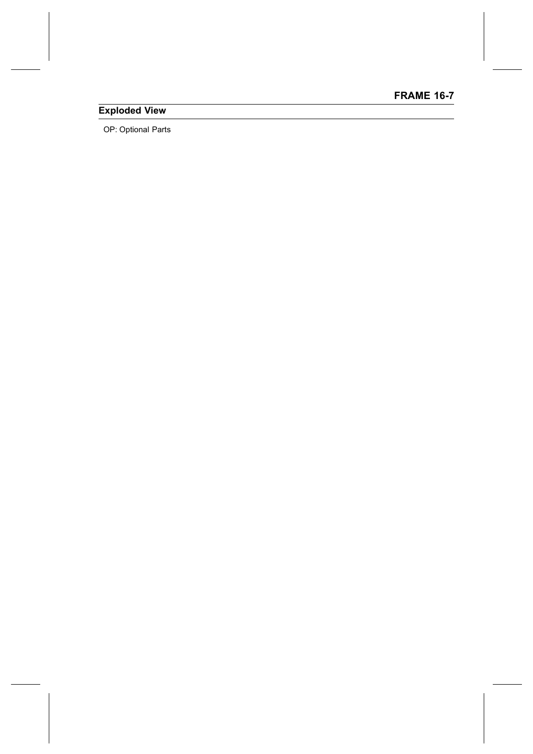## Exploded View

OP: Optional Parts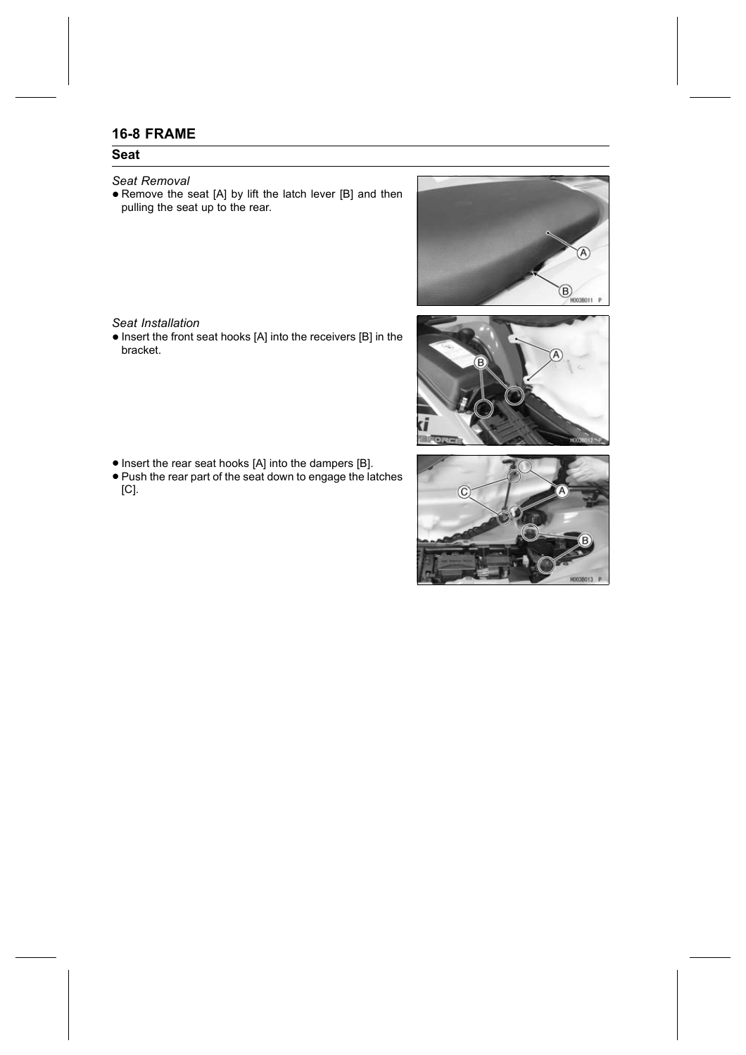## 16-8 FRAME

### Seat

*Seat Removal*

- Remove the seat [A] by lift the latch lever [B] and then pulling the seat up to the rear.

*Seat Installation*

- Insert the front seat hooks [A] into the receivers [B] in the bracket.

- Insert the rear seat hooks [A] into the dampers [B].
- Push the rear part of the seat down to engage the latches [C].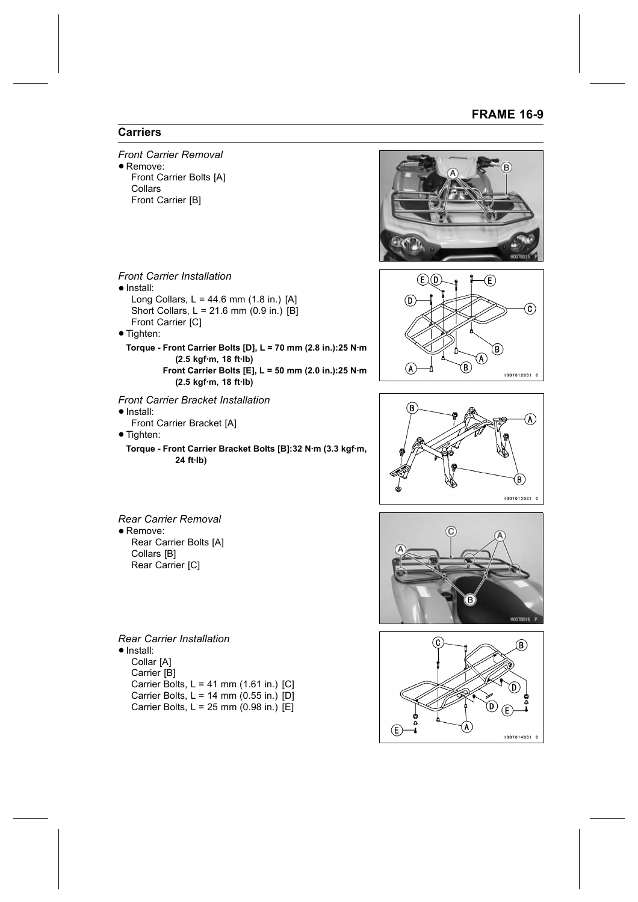## Carriers

*Front Carrier Removal*

- Remove:
  Front Carrier Bolts [A]
  Collars
  Front Carrier [B]

*Front Carrier Installation*

- Install:
  Long Collars, L = 44.6 mm (1.8 in.) [A]
  Short Collars, L = 21.6 mm (0.9 in.) [B]
  Front Carrier [C]
- Tighten:

  **Torque - Front Carrier Bolts [D], L = 70 mm (2.8 in.):25 N·m (2.5 kgf·m, 18 ft·lb)**
  **Front Carrier Bolts [E], L = 50 mm (2.0 in.):25 N·m (2.5 kgf·m, 18 ft·lb)**

*Front Carrier Bracket Installation*

- Install:
  Front Carrier Bracket [A]
- Tighten:

  **Torque - Front Carrier Bracket Bolts [B]:32 N·m (3.3 kgf·m, 24 ft·lb)**

*Rear Carrier Removal*

- Remove:
  Rear Carrier Bolts [A]
  Collars [B]
  Rear Carrier [C]

*Rear Carrier Installation*

- Install:
  Collar [A]
  Carrier [B]
  Carrier Bolts, L = 41 mm (1.61 in.) [C]
  Carrier Bolts, L = 14 mm (0.55 in.) [D]
  Carrier Bolts, L = 25 mm (0.98 in.) [E]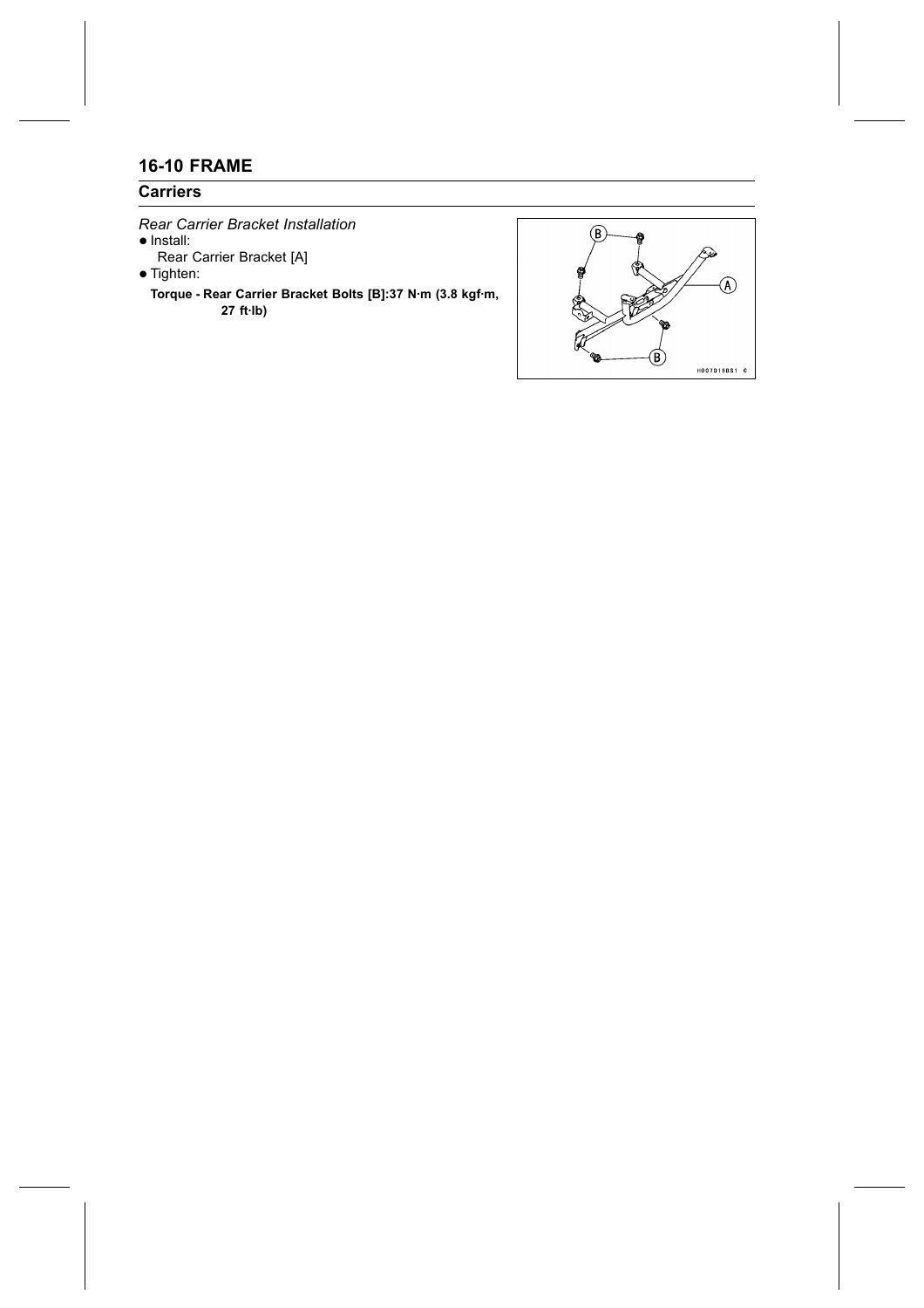## Carriers

*Rear Carrier Bracket Installation*

- Install:
  Rear Carrier Bracket [A]
- Tighten:

  **Torque - Rear Carrier Bracket Bolts [B]:37 N·m (3.8 kgf·m, 27 ft·lb)**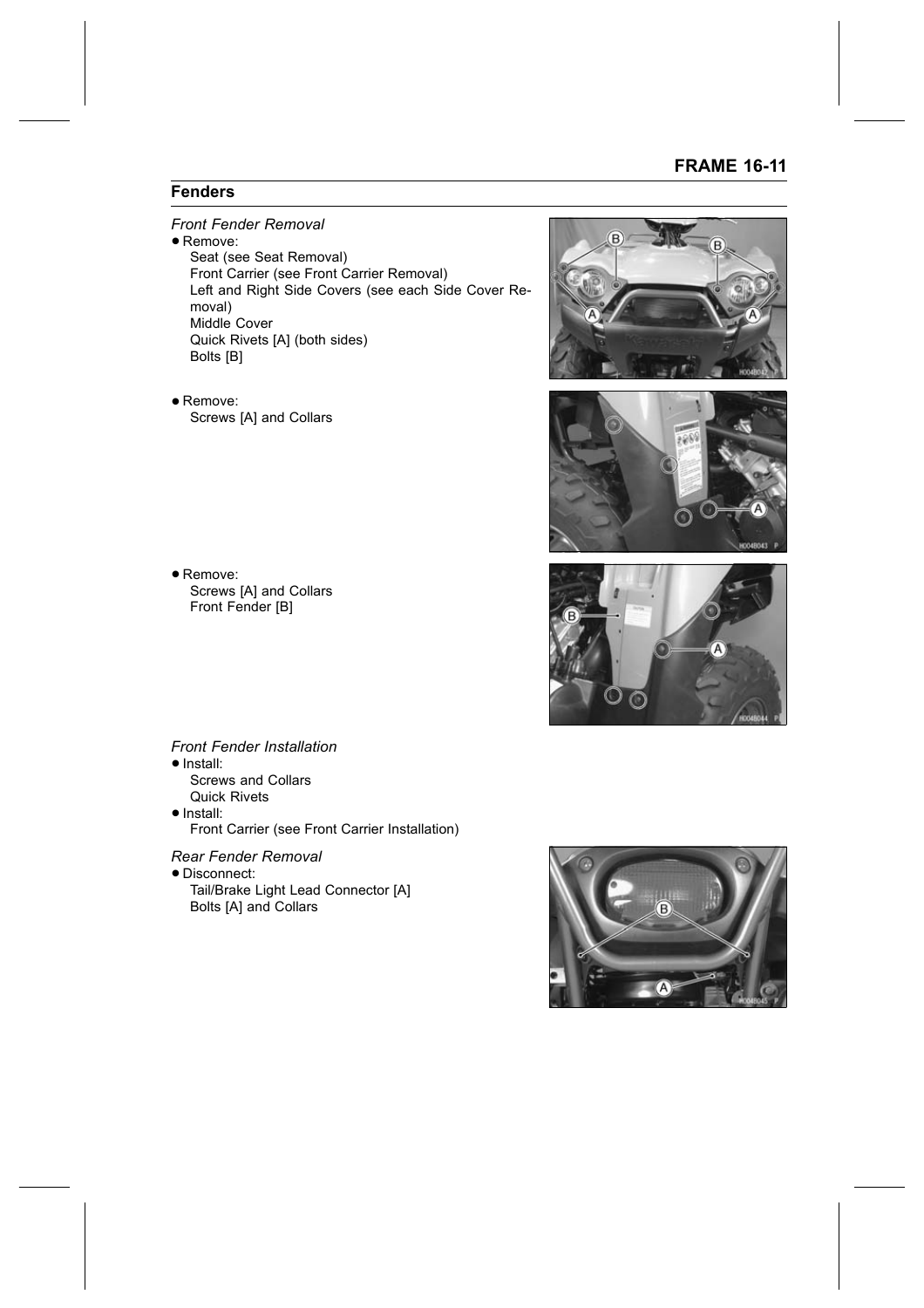## Fenders

*Front Fender Removal*

- Remove:
  Seat (see Seat Removal)
  Front Carrier (see Front Carrier Removal)
  Left and Right Side Covers (see each Side Cover Removal)
  Middle Cover
  Quick Rivets [A] (both sides)
  Bolts [B]

- Remove:
  Screws [A] and Collars

- Remove:
  Screws [A] and Collars
  Front Fender [B]

*Front Fender Installation*

- Install:
  Screws and Collars
  Quick Rivets
- Install:
  Front Carrier (see Front Carrier Installation)

*Rear Fender Removal*

- Disconnect:
  Tail/Brake Light Lead Connector [A]
  Bolts [A] and Collars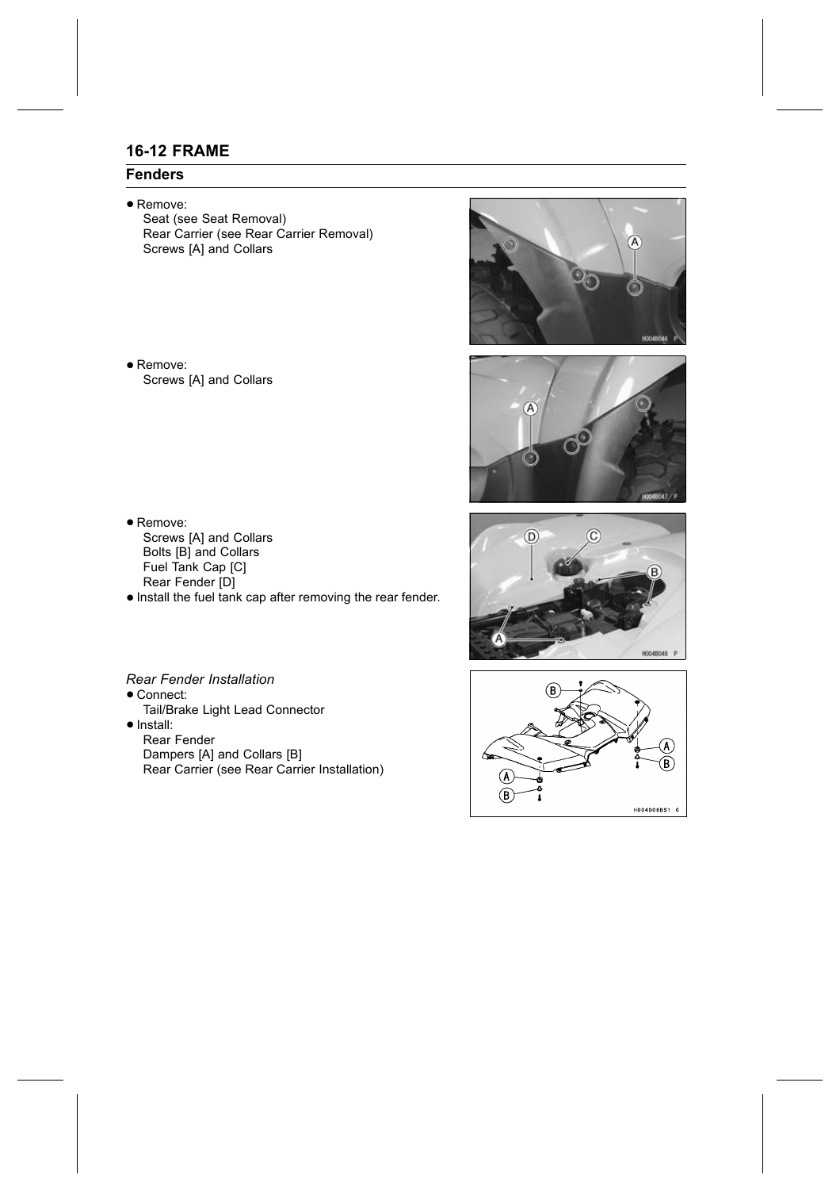## Fenders

- Remove:
  Seat (see Seat Removal)
  Rear Carrier (see Rear Carrier Removal)
  Screws [A] and Collars

- Remove:
  Screws [A] and Collars

- Remove:
  Screws [A] and Collars
  Bolts [B] and Collars
  Fuel Tank Cap [C]
  Rear Fender [D]
- Install the fuel tank cap after removing the rear fender.

*Rear Fender Installation*

- Connect:
  Tail/Brake Light Lead Connector
- Install:
  Rear Fender
  Dampers [A] and Collars [B]
  Rear Carrier (see Rear Carrier Installation)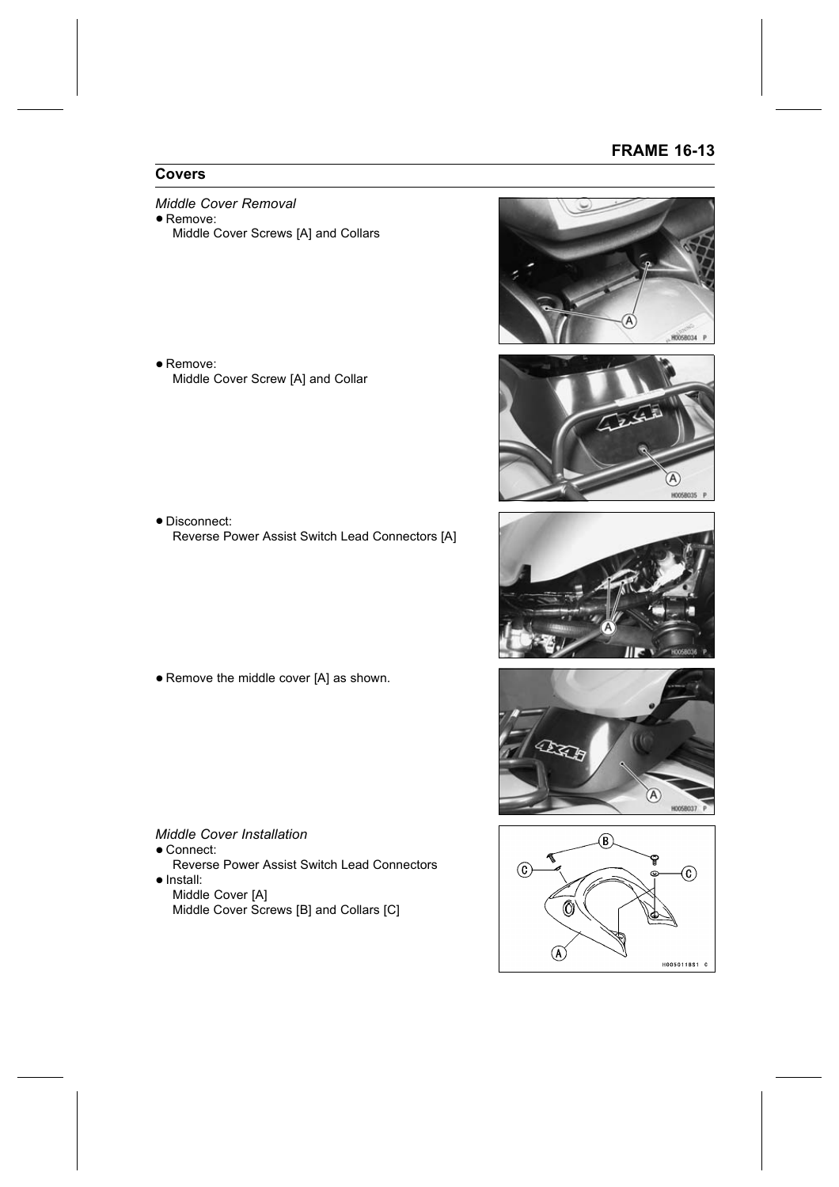## Covers

*Middle Cover Removal*

- Remove:
  Middle Cover Screws [A] and Collars

- Remove:
  Middle Cover Screw [A] and Collar

- Disconnect:
  Reverse Power Assist Switch Lead Connectors [A]

- Remove the middle cover [A] as shown.

*Middle Cover Installation*

- Connect:
  Reverse Power Assist Switch Lead Connectors
- Install:
  Middle Cover [A]
  Middle Cover Screws [B] and Collars [C]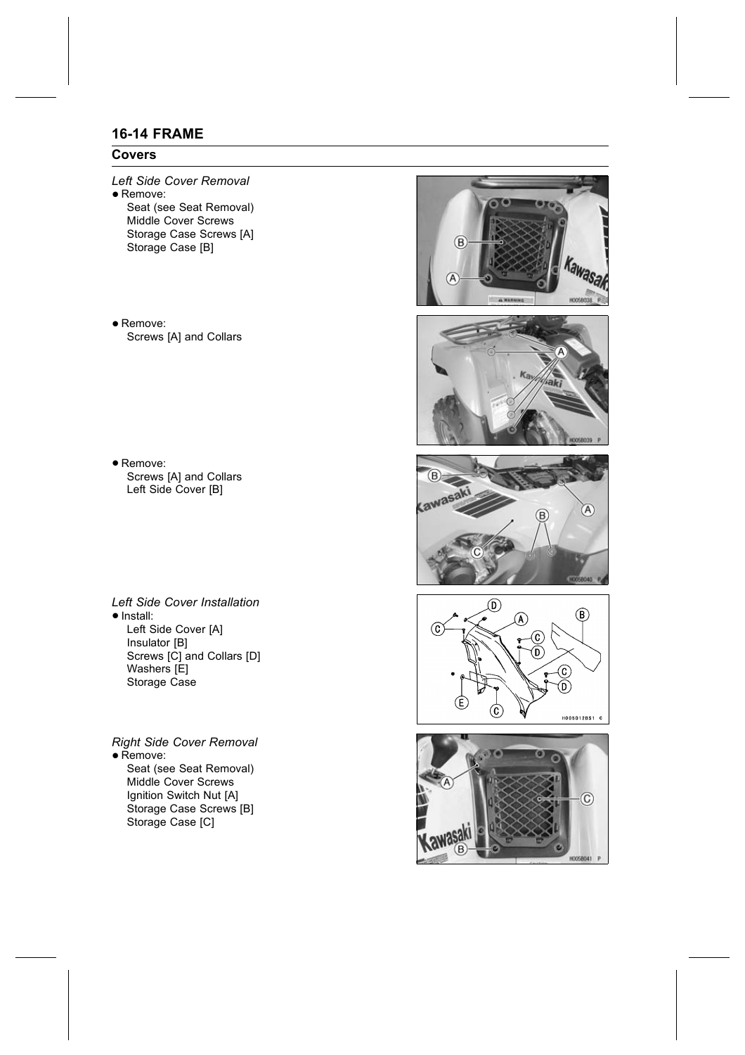## Covers

*Left Side Cover Removal*

- Remove:
  Seat (see Seat Removal)
  Middle Cover Screws
  Storage Case Screws [A]
  Storage Case [B]

- Remove:
  Screws [A] and Collars

- Remove:
  Screws [A] and Collars
  Left Side Cover [B]

*Left Side Cover Installation*

- Install:
  Left Side Cover [A]
  Insulator [B]
  Screws [C] and Collars [D]
  Washers [E]
  Storage Case

*Right Side Cover Removal*

- Remove:
  Seat (see Seat Removal)
  Middle Cover Screws
  Ignition Switch Nut [A]
  Storage Case Screws [B]
  Storage Case [C]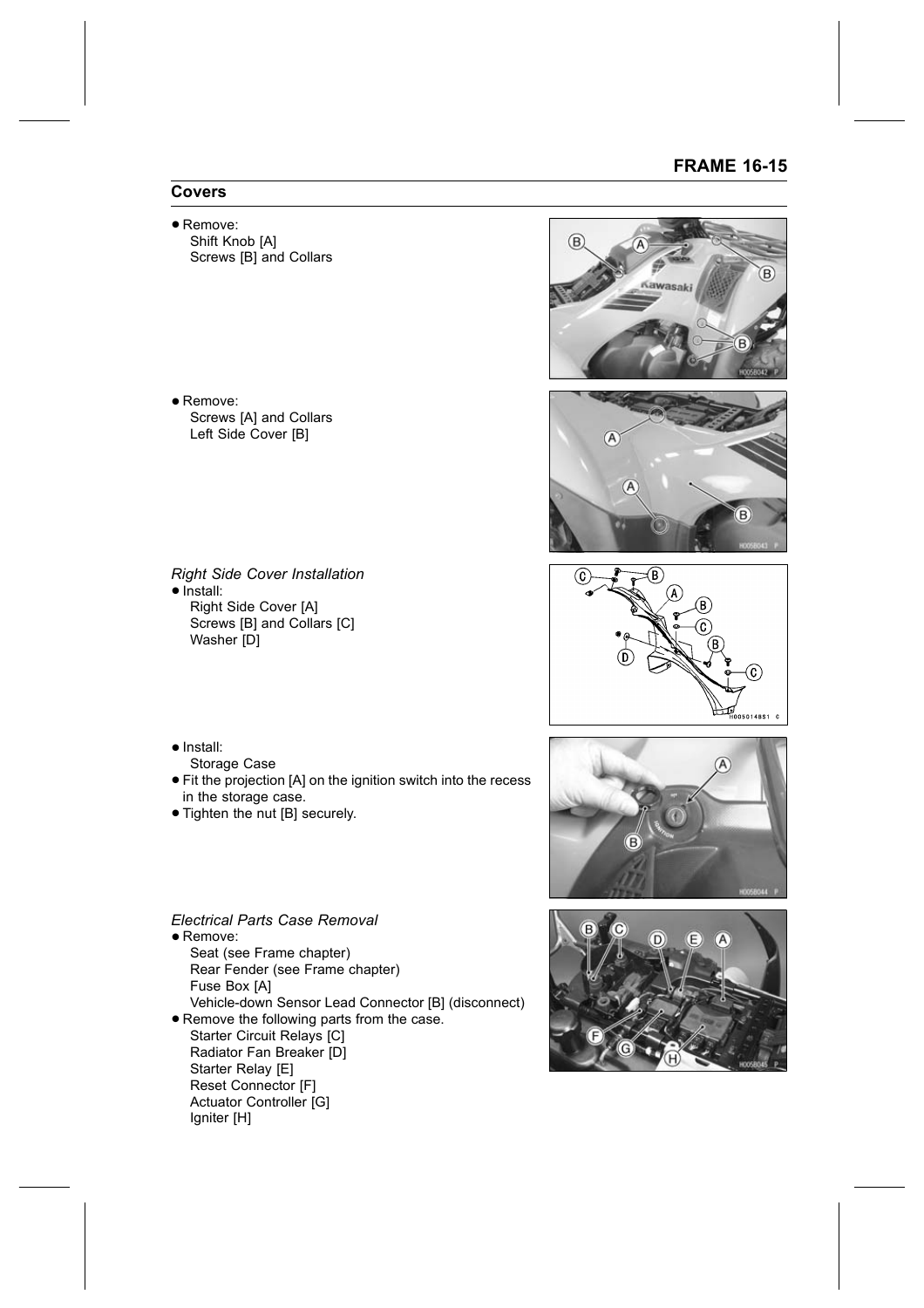## Covers

- Remove:
  Shift Knob [A]
  Screws [B] and Collars

- Remove:
  Screws [A] and Collars
  Left Side Cover [B]

*Right Side Cover Installation*

- Install:
  Right Side Cover [A]
  Screws [B] and Collars [C]
  Washer [D]

- Install:
  Storage Case
- Fit the projection [A] on the ignition switch into the recess in the storage case.
- Tighten the nut [B] securely.

*Electrical Parts Case Removal*

- Remove:
  Seat (see Frame chapter)
  Rear Fender (see Frame chapter)
  Fuse Box [A]
  Vehicle-down Sensor Lead Connector [B] (disconnect)
- Remove the following parts from the case.
  Starter Circuit Relays [C]
  Radiator Fan Breaker [D]
  Starter Relay [E]
  Reset Connector [F]
  Actuator Controller [G]
  Igniter [H]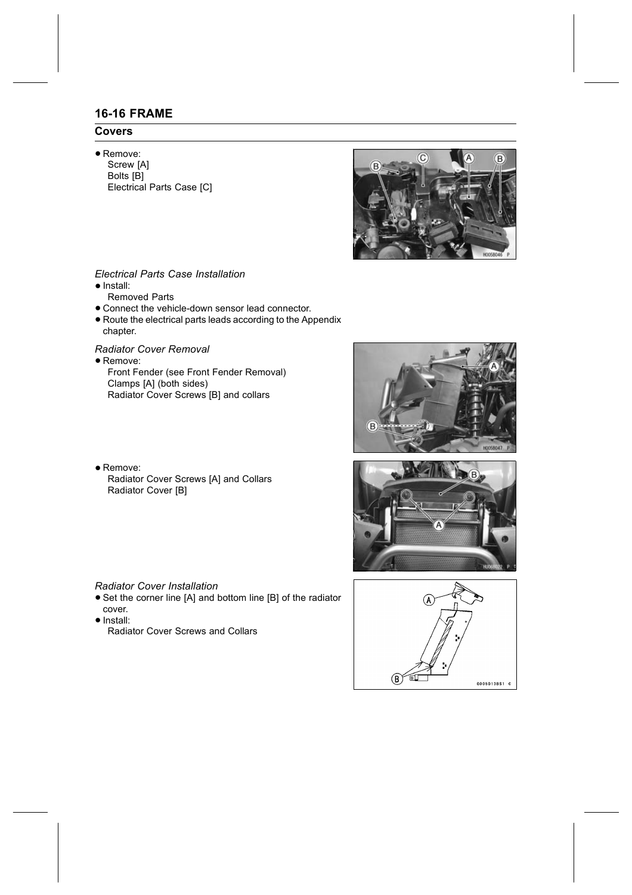## Covers

- Remove:
  Screw [A]
  Bolts [B]
  Electrical Parts Case [C]

*Electrical Parts Case Installation*

- Install:
  Removed Parts
- Connect the vehicle-down sensor lead connector.
- Route the electrical parts leads according to the Appendix chapter.

*Radiator Cover Removal*

- Remove:
  Front Fender (see Front Fender Removal)
  Clamps [A] (both sides)
  Radiator Cover Screws [B] and collars

- Remove:
  Radiator Cover Screws [A] and Collars
  Radiator Cover [B]

*Radiator Cover Installation*

- Set the corner line [A] and bottom line [B] of the radiator cover.
- Install:
  Radiator Cover Screws and Collars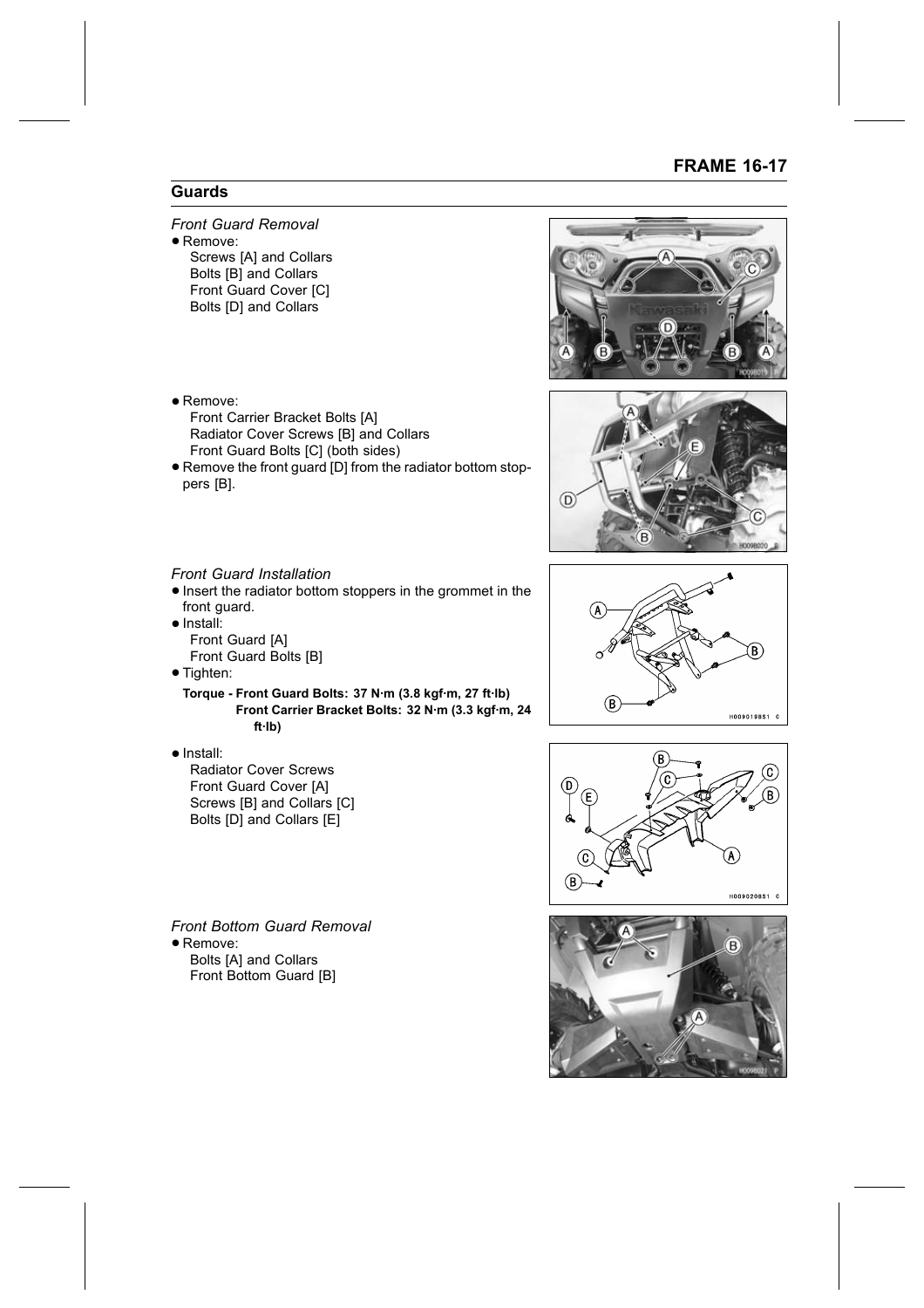## Guards

*Front Guard Removal*

- Remove:
  Screws [A] and Collars
  Bolts [B] and Collars
  Front Guard Cover [C]
  Bolts [D] and Collars

- Remove:
  Front Carrier Bracket Bolts [A]
  Radiator Cover Screws [B] and Collars
  Front Guard Bolts [C] (both sides)
- Remove the front guard [D] from the radiator bottom stoppers [B].

*Front Guard Installation*

- Insert the radiator bottom stoppers in the grommet in the front guard.
- Install:
  Front Guard [A]
  Front Guard Bolts [B]
- Tighten:

**Torque - Front Guard Bolts: 37 N·m (3.8 kgf·m, 27 ft·lb)**
**Front Carrier Bracket Bolts: 32 N·m (3.3 kgf·m, 24 ft·lb)**

- Install:
  Radiator Cover Screws
  Front Guard Cover [A]
  Screws [B] and Collars [C]
  Bolts [D] and Collars [E]

*Front Bottom Guard Removal*

- Remove:
  Bolts [A] and Collars
  Front Bottom Guard [B]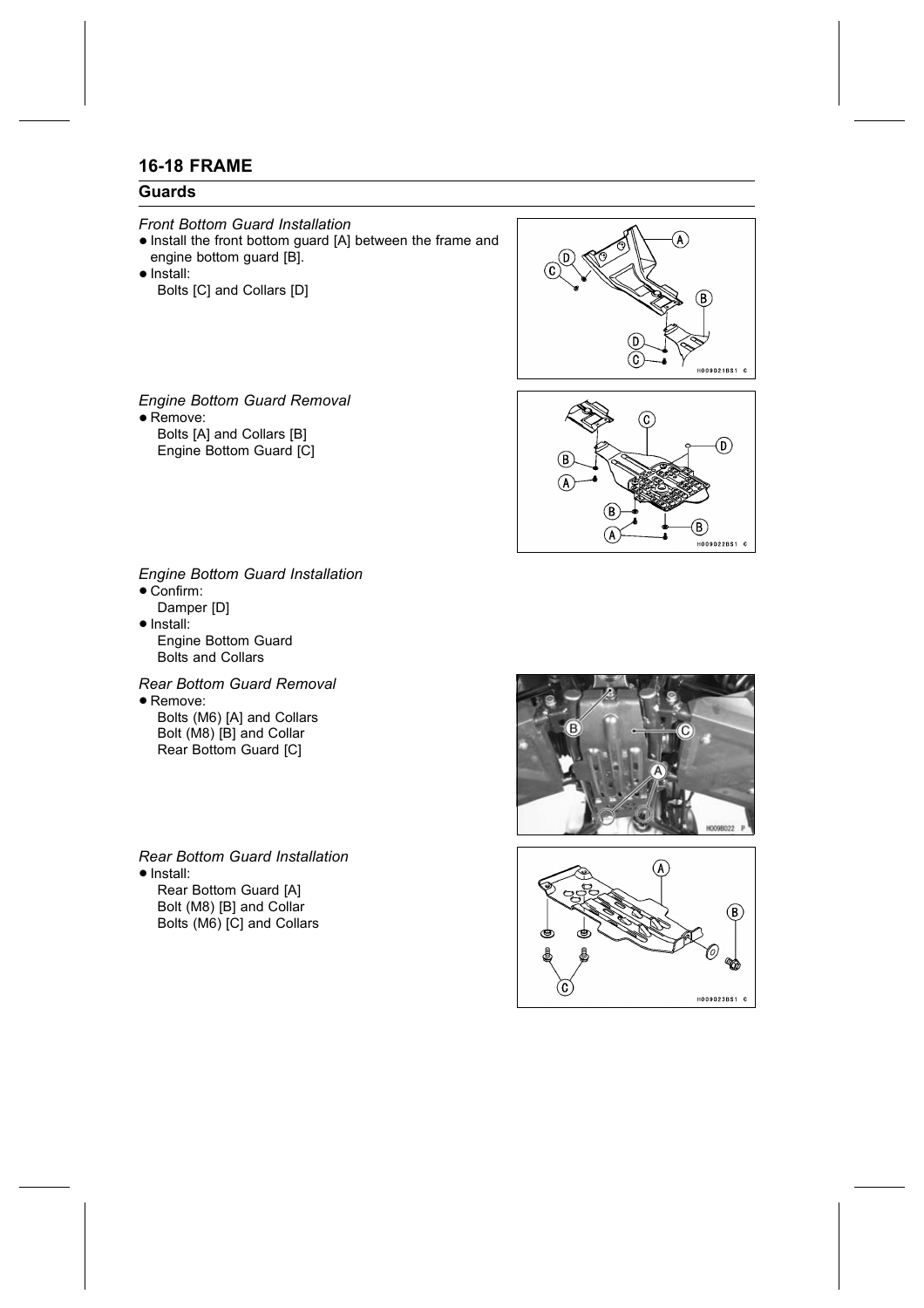## 16-18 FRAME

### Guards

*Front Bottom Guard Installation*

- Install the front bottom guard [A] between the frame and engine bottom guard [B].
- Install:
  Bolts [C] and Collars [D]

*Engine Bottom Guard Removal*

- Remove:
  Bolts [A] and Collars [B]
  Engine Bottom Guard [C]

*Engine Bottom Guard Installation*

- Confirm:
  Damper [D]
- Install:
  Engine Bottom Guard
  Bolts and Collars

*Rear Bottom Guard Removal*

- Remove:
  Bolts (M6) [A] and Collars
  Bolt (M8) [B] and Collar
  Rear Bottom Guard [C]

*Rear Bottom Guard Installation*

- Install:
  Rear Bottom Guard [A]
  Bolt (M8) [B] and Collar
  Bolts (M6) [C] and Collars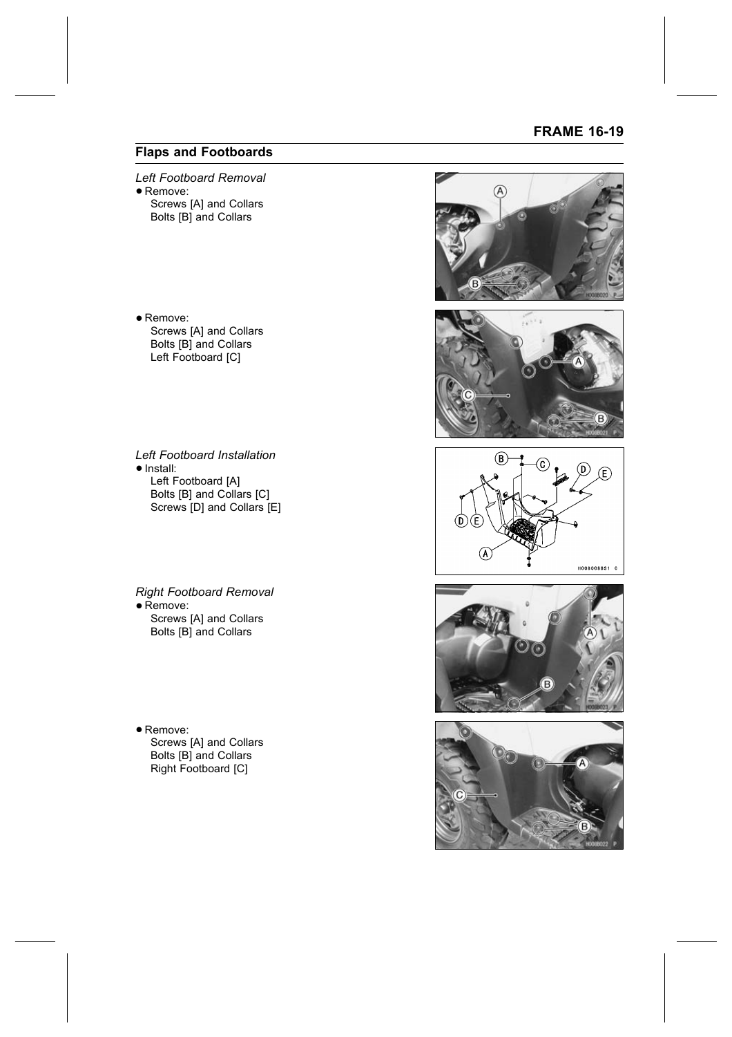## Flaps and Footboards

*Left Footboard Removal*

- Remove:
  Screws [A] and Collars
  Bolts [B] and Collars

- Remove:
  Screws [A] and Collars
  Bolts [B] and Collars
  Left Footboard [C]

*Left Footboard Installation*

- Install:
  Left Footboard [A]
  Bolts [B] and Collars [C]
  Screws [D] and Collars [E]

*Right Footboard Removal*

- Remove:
  Screws [A] and Collars
  Bolts [B] and Collars

- Remove:
  Screws [A] and Collars
  Bolts [B] and Collars
  Right Footboard [C]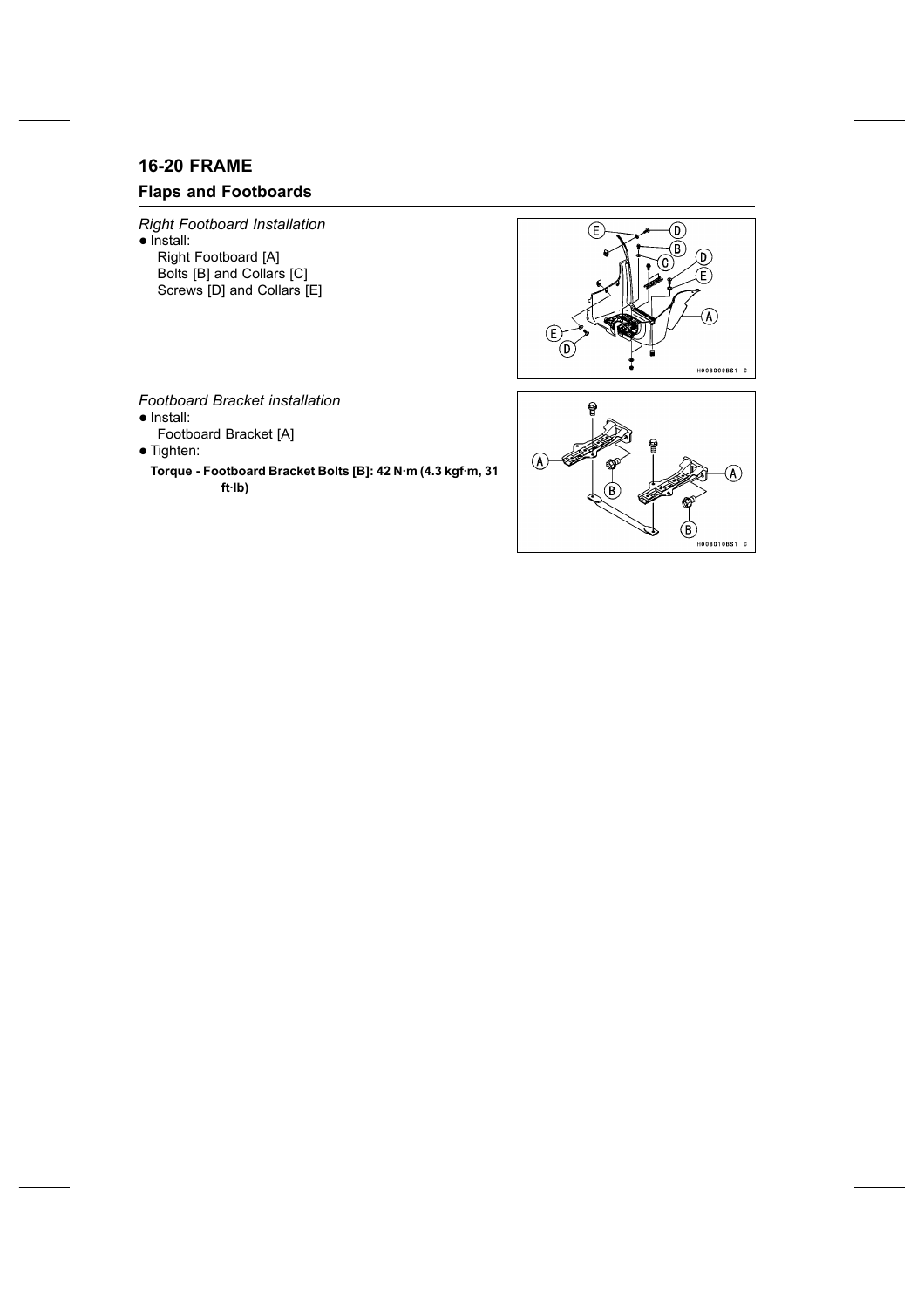## Flaps and Footboards

*Right Footboard Installation*

- Install:
  Right Footboard [A]
  Bolts [B] and Collars [C]
  Screws [D] and Collars [E]

*Footboard Bracket installation*

- Install:
  Footboard Bracket [A]
- Tighten:

  **Torque - Footboard Bracket Bolts [B]: 42 N·m (4.3 kgf·m, 31 ft·lb)**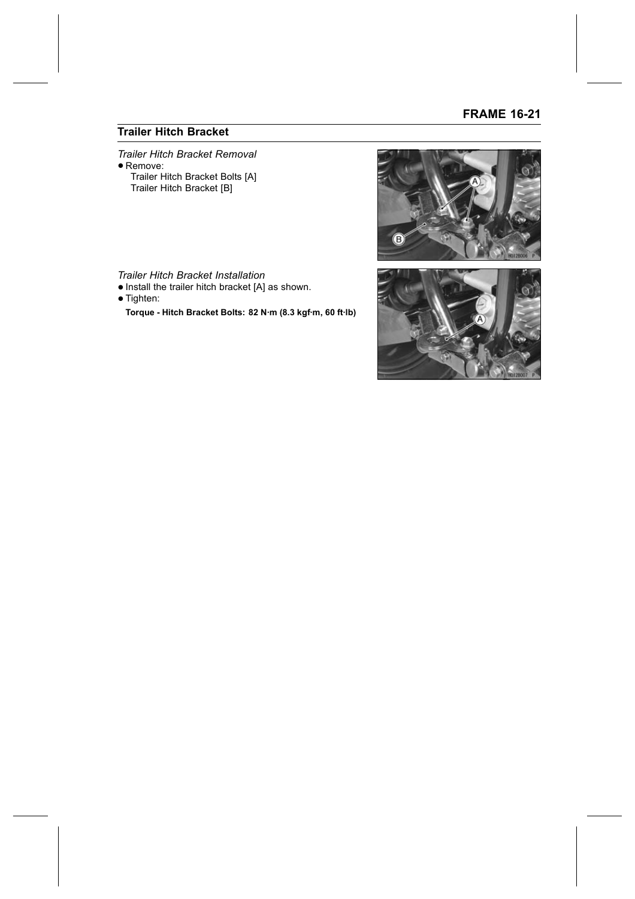## Trailer Hitch Bracket

*Trailer Hitch Bracket Removal*

- Remove:
  Trailer Hitch Bracket Bolts [A]
  Trailer Hitch Bracket [B]

*Trailer Hitch Bracket Installation*

- Install the trailer hitch bracket [A] as shown.
- Tighten:

**Torque - Hitch Bracket Bolts: 82 N·m (8.3 kgf·m, 60 ft·lb)**